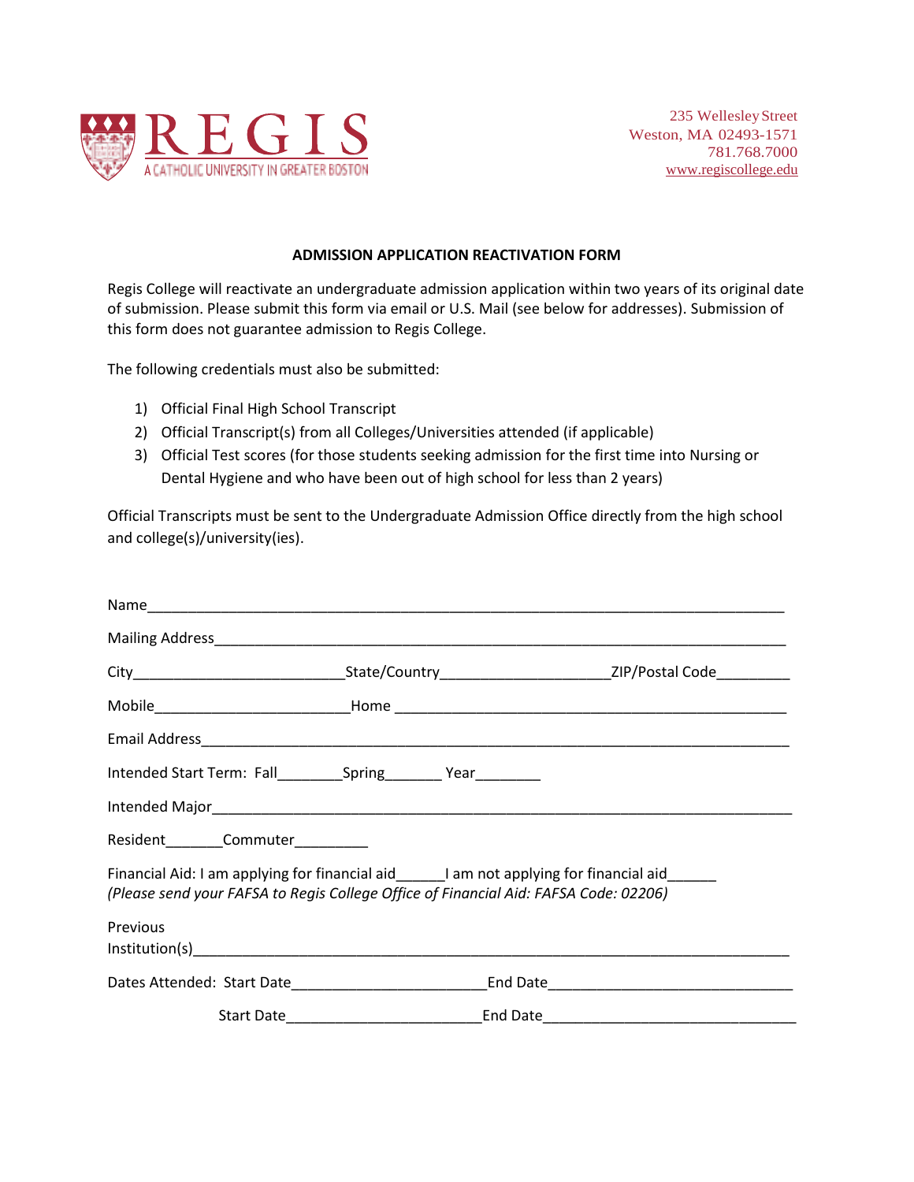REGIS
A CATHOLIC UNIVERSITY IN GREATER BOSTON

235 Wellesley Street
Weston, MA 02493-1571
781.768.7000
www.regiscollege.edu

## ADMISSION APPLICATION REACTIVATION FORM

Regis College will reactivate an undergraduate admission application within two years of its original date of submission. Please submit this form via email or U.S. Mail (see below for addresses). Submission of this form does not guarantee admission to Regis College.

The following credentials must also be submitted:

1) Official Final High School Transcript
2) Official Transcript(s) from all Colleges/Universities attended (if applicable)
3) Official Test scores (for those students seeking admission for the first time into Nursing or Dental Hygiene and who have been out of high school for less than 2 years)

Official Transcripts must be sent to the Undergraduate Admission Office directly from the high school and college(s)/university(ies).

Name_______________________________________________________________________________

Mailing Address______________________________________________________________________

City_________________________ State/Country____________________ ZIP/Postal Code_________

Mobile_______________________ Home ______________________________________________

Email Address_______________________________________________________________________

Intended Start Term: Fall________ Spring_______ Year________

Intended Major_______________________________________________________________________

Resident_______ Commuter_________

Financial Aid: I am applying for financial aid______ I am not applying for financial aid______
*(Please send your FAFSA to Regis College Office of Financial Aid: FAFSA Code: 02206)*

Previous Institution(s)__________________________________________________________________

Dates Attended: Start Date________________________ End Date_____________________________

Start Date________________________ End Date_____________________________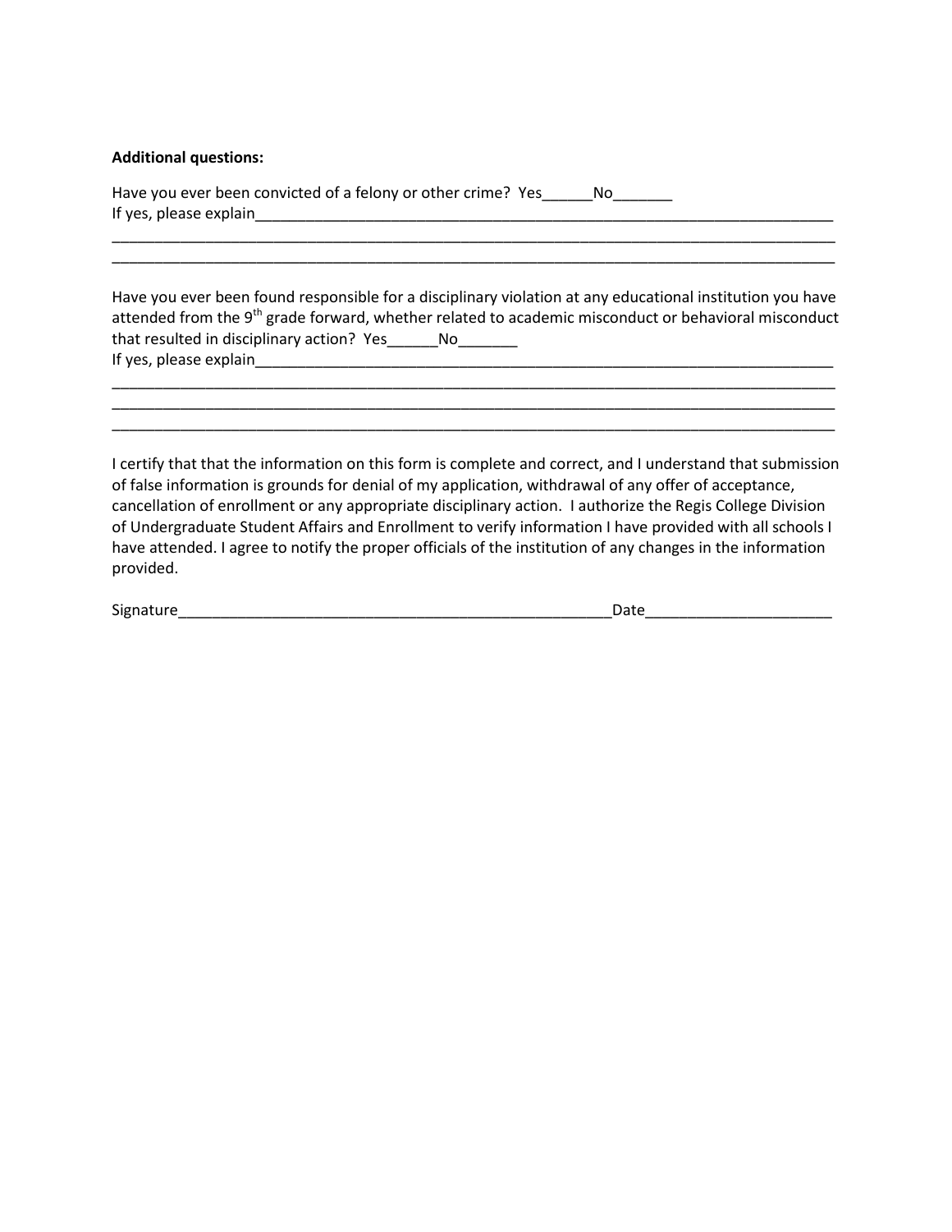**Additional questions:**

Have you ever been convicted of a felony or other crime? Yes______No_______
If yes, please explain_________________________________________________________________________
_____________________________________________________________________________________________
_____________________________________________________________________________________________

Have you ever been found responsible for a disciplinary violation at any educational institution you have attended from the 9th grade forward, whether related to academic misconduct or behavioral misconduct that resulted in disciplinary action? Yes______No_______
If yes, please explain_________________________________________________________________________
_____________________________________________________________________________________________
_____________________________________________________________________________________________
_____________________________________________________________________________________________

I certify that that the information on this form is complete and correct, and I understand that submission of false information is grounds for denial of my application, withdrawal of any offer of acceptance, cancellation of enrollment or any appropriate disciplinary action. I authorize the Regis College Division of Undergraduate Student Affairs and Enrollment to verify information I have provided with all schools I have attended. I agree to notify the proper officials of the institution of any changes in the information provided.

Signature_____________________________________________________Date______________________